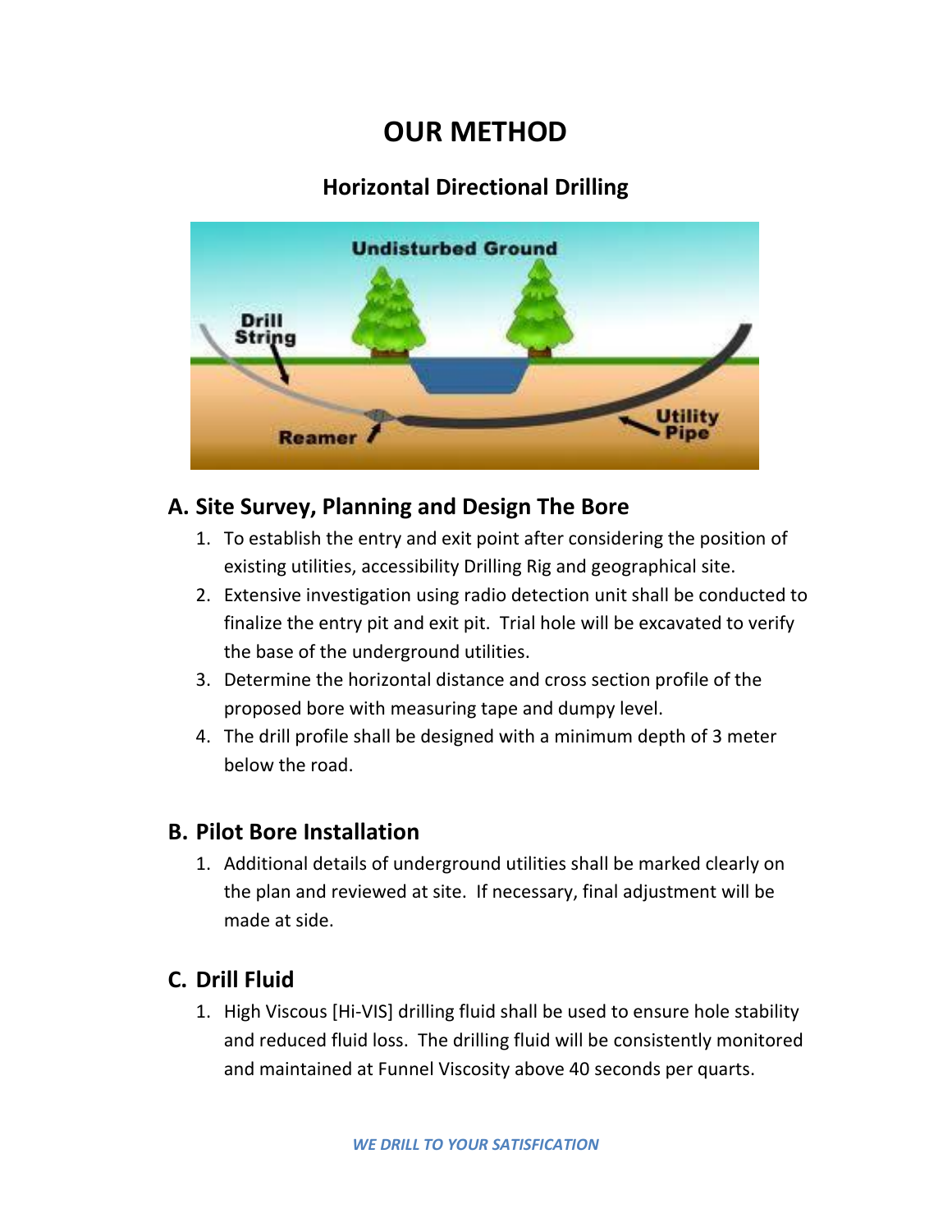# OUR METHOD

## Horizontal Directional Drilling

## A. Site Survey, Planning and Design The Bore

1. To establish the entry and exit point after considering the position of existing utilities, accessibility Drilling Rig and geographical site.
2. Extensive investigation using radio detection unit shall be conducted to finalize the entry pit and exit pit. Trial hole will be excavated to verify the base of the underground utilities.
3. Determine the horizontal distance and cross section profile of the proposed bore with measuring tape and dumpy level.
4. The drill profile shall be designed with a minimum depth of 3 meter below the road.

## B. Pilot Bore Installation

1. Additional details of underground utilities shall be marked clearly on the plan and reviewed at site. If necessary, final adjustment will be made at side.

## C. Drill Fluid

1. High Viscous [Hi-VIS] drilling fluid shall be used to ensure hole stability and reduced fluid loss. The drilling fluid will be consistently monitored and maintained at Funnel Viscosity above 40 seconds per quarts.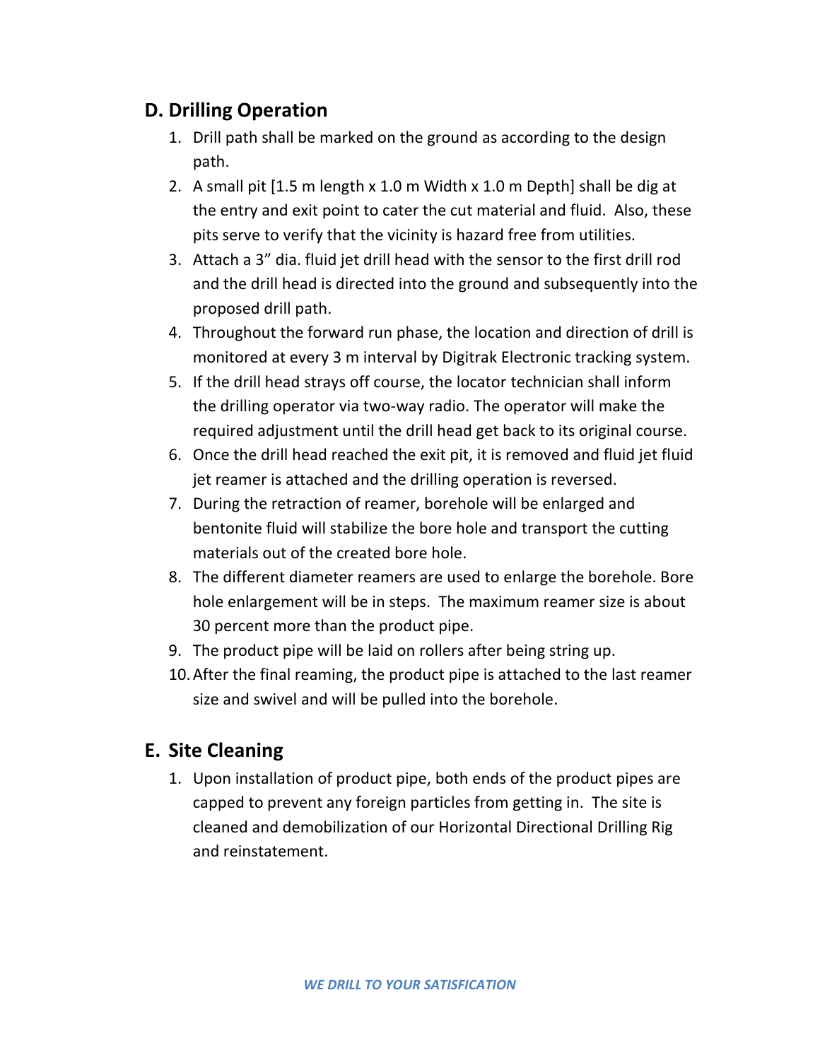## D. Drilling Operation

1. Drill path shall be marked on the ground as according to the design path.
2. A small pit [1.5 m length x 1.0 m Width x 1.0 m Depth] shall be dig at the entry and exit point to cater the cut material and fluid. Also, these pits serve to verify that the vicinity is hazard free from utilities.
3. Attach a 3" dia. fluid jet drill head with the sensor to the first drill rod and the drill head is directed into the ground and subsequently into the proposed drill path.
4. Throughout the forward run phase, the location and direction of drill is monitored at every 3 m interval by Digitrak Electronic tracking system.
5. If the drill head strays off course, the locator technician shall inform the drilling operator via two-way radio. The operator will make the required adjustment until the drill head get back to its original course.
6. Once the drill head reached the exit pit, it is removed and fluid jet fluid jet reamer is attached and the drilling operation is reversed.
7. During the retraction of reamer, borehole will be enlarged and bentonite fluid will stabilize the bore hole and transport the cutting materials out of the created bore hole.
8. The different diameter reamers are used to enlarge the borehole. Bore hole enlargement will be in steps. The maximum reamer size is about 30 percent more than the product pipe.
9. The product pipe will be laid on rollers after being string up.
10. After the final reaming, the product pipe is attached to the last reamer size and swivel and will be pulled into the borehole.

## E. Site Cleaning

1. Upon installation of product pipe, both ends of the product pipes are capped to prevent any foreign particles from getting in. The site is cleaned and demobilization of our Horizontal Directional Drilling Rig and reinstatement.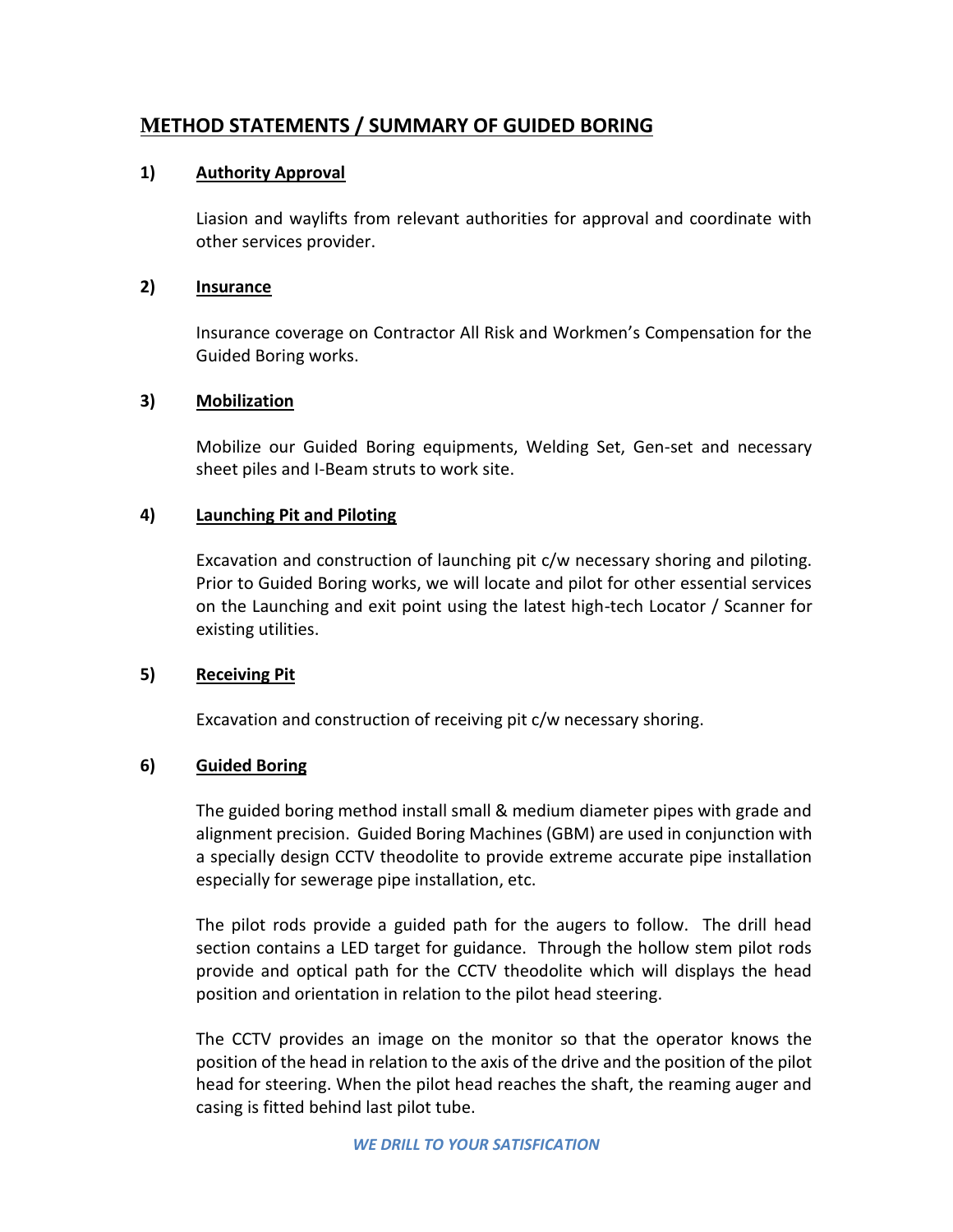## METHOD STATEMENTS / SUMMARY OF GUIDED BORING

### 1) Authority Approval

Liasion and waylifts from relevant authorities for approval and coordinate with other services provider.

### 2) Insurance

Insurance coverage on Contractor All Risk and Workmen's Compensation for the Guided Boring works.

### 3) Mobilization

Mobilize our Guided Boring equipments, Welding Set, Gen-set and necessary sheet piles and I-Beam struts to work site.

### 4) Launching Pit and Piloting

Excavation and construction of launching pit c/w necessary shoring and piloting. Prior to Guided Boring works, we will locate and pilot for other essential services on the Launching and exit point using the latest high-tech Locator / Scanner for existing utilities.

### 5) Receiving Pit

Excavation and construction of receiving pit c/w necessary shoring.

### 6) Guided Boring

The guided boring method install small & medium diameter pipes with grade and alignment precision. Guided Boring Machines (GBM) are used in conjunction with a specially design CCTV theodolite to provide extreme accurate pipe installation especially for sewerage pipe installation, etc.

The pilot rods provide a guided path for the augers to follow. The drill head section contains a LED target for guidance. Through the hollow stem pilot rods provide and optical path for the CCTV theodolite which will displays the head position and orientation in relation to the pilot head steering.

The CCTV provides an image on the monitor so that the operator knows the position of the head in relation to the axis of the drive and the position of the pilot head for steering. When the pilot head reaches the shaft, the reaming auger and casing is fitted behind last pilot tube.

*WE DRILL TO YOUR SATISFICATION*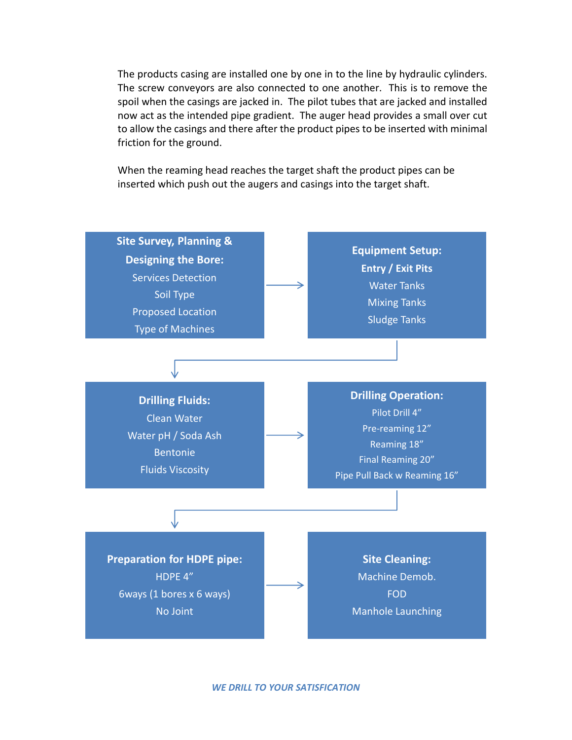The products casing are installed one by one in to the line by hydraulic cylinders. The screw conveyors are also connected to one another. This is to remove the spoil when the casings are jacked in. The pilot tubes that are jacked and installed now act as the intended pipe gradient. The auger head provides a small over cut to allow the casings and there after the product pipes to be inserted with minimal friction for the ground.

When the reaming head reaches the target shaft the product pipes can be inserted which push out the augers and casings into the target shaft.

**Site Survey, Planning & Designing the Bore:**
Services Detection
Soil Type
Proposed Location
Type of Machines

**Equipment Setup:**
**Entry / Exit Pits**
Water Tanks
Mixing Tanks
Sludge Tanks

**Drilling Fluids:**
Clean Water
Water pH / Soda Ash
Bentonie
Fluids Viscosity

**Drilling Operation:**
Pilot Drill 4”
Pre-reaming 12”
Reaming 18”
Final Reaming 20”
Pipe Pull Back w Reaming 16”

**Preparation for HDPE pipe:**
HDPE 4”
6ways (1 bores x 6 ways)
No Joint

**Site Cleaning:**
Machine Demob.
FOD
Manhole Launching

***WE DRILL TO YOUR SATISFICATION***